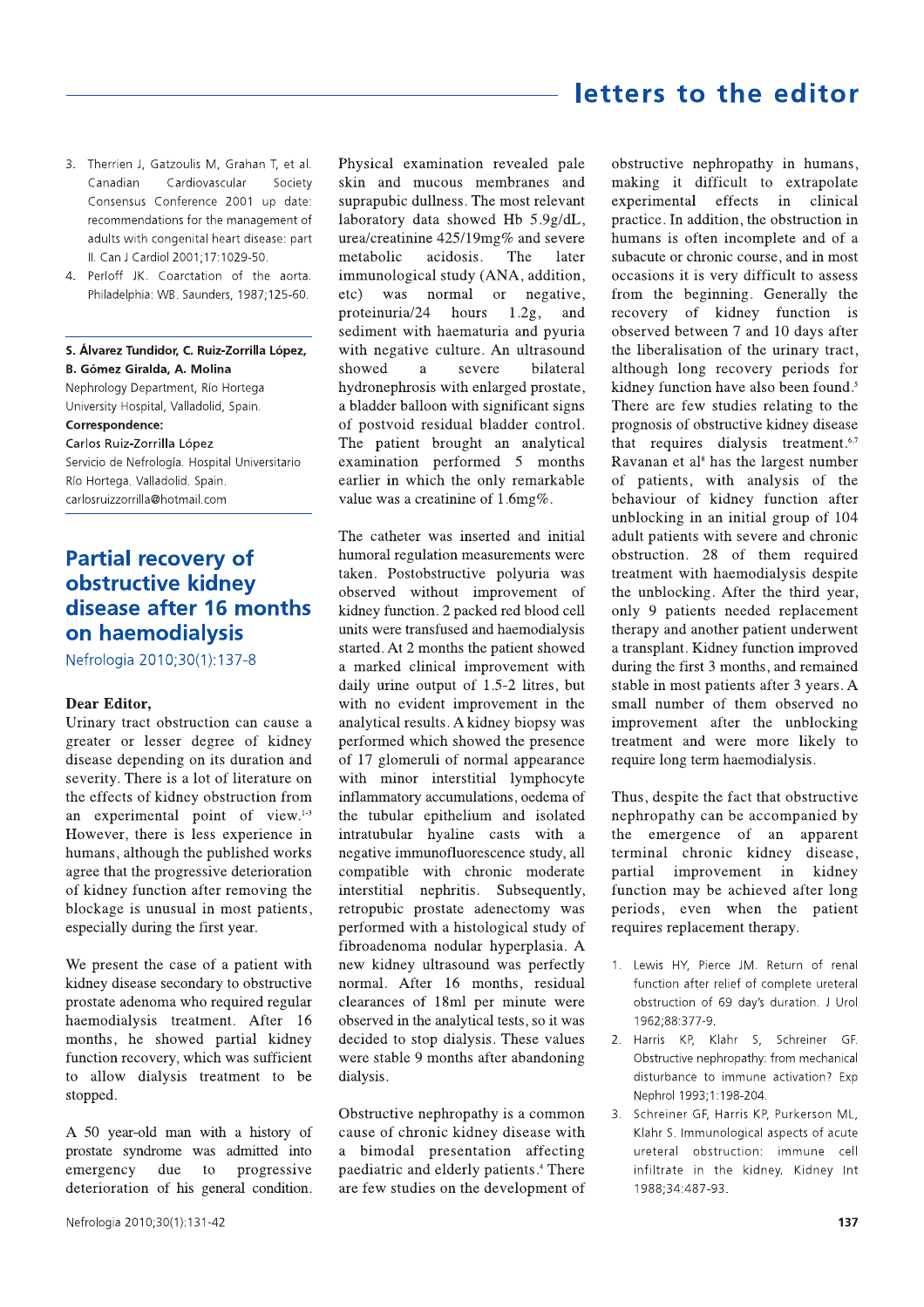3. Therrien J, Gatzoulis M, Grahan T, et al. Canadian Cardiovascular Society Consensus Conference 2001 up date: recommendations for the management of adults with congenital heart disease: part II. Can J Cardiol 2001;17:1029-50.
4. Perloff JK. Coarctation of the aorta. Philadelphia: WB. Saunders, 1987;125-60.

---

**S. Álvarez Tundidor, C. Ruiz-Zorrilla López, B. Gómez Giralda, A. Molina**
Nephrology Department, Río Hortega University Hospital, Valladolid, Spain.
**Correspondence:**
Carlos Ruiz-Zorrilla López
Servicio de Nefrología. Hospital Universitario Río Hortega. Valladolid. Spain.
carlosruizzorrilla@hotmail.com

---

## Partial recovery of obstructive kidney disease after 16 months on haemodialysis

Nefrologia 2010;30(1):137-8

**Dear Editor,**

Urinary tract obstruction can cause a greater or lesser degree of kidney disease depending on its duration and severity. There is a lot of literature on the effects of kidney obstruction from an experimental point of view.[1-3] However, there is less experience in humans, although the published works agree that the progressive deterioration of kidney function after removing the blockage is unusual in most patients, especially during the first year.

We present the case of a patient with kidney disease secondary to obstructive prostate adenoma who required regular haemodialysis treatment. After 16 months, he showed partial kidney function recovery, which was sufficient to allow dialysis treatment to be stopped.

A 50 year-old man with a history of prostate syndrome was admitted into emergency due to progressive deterioration of his general condition. Physical examination revealed pale skin and mucous membranes and suprapubic dullness. The most relevant laboratory data showed Hb 5.9g/dL, urea/creatinine 425/19mg% and severe metabolic acidosis. The later immunological study (ANA, addition, etc) was normal or negative, proteinuria/24 hours 1.2g, and sediment with haematuria and pyuria with negative culture. An ultrasound showed a severe bilateral hydronephrosis with enlarged prostate, a bladder balloon with significant signs of postvoid residual bladder control. The patient brought an analytical examination performed 5 months earlier in which the only remarkable value was a creatinine of 1.6mg%.

The catheter was inserted and initial humoral regulation measurements were taken. Postobstructive polyuria was observed without improvement of kidney function. 2 packed red blood cell units were transfused and haemodialysis started. At 2 months the patient showed a marked clinical improvement with daily urine output of 1.5-2 litres, but with no evident improvement in the analytical results. A kidney biopsy was performed which showed the presence of 17 glomeruli of normal appearance with minor interstitial lymphocyte inflammatory accumulations, oedema of the tubular epithelium and isolated intratubular hyaline casts with a negative immunofluorescence study, all compatible with chronic moderate interstitial nephritis. Subsequently, retropubic prostate adenectomy was performed with a histological study of fibroadenoma nodular hyperplasia. A new kidney ultrasound was perfectly normal. After 16 months, residual clearances of 18ml per minute were observed in the analytical tests, so it was decided to stop dialysis. These values were stable 9 months after abandoning dialysis.

Obstructive nephropathy is a common cause of chronic kidney disease with a bimodal presentation affecting paediatric and elderly patients.[4] There are few studies on the development of obstructive nephropathy in humans, making it difficult to extrapolate experimental effects in clinical practice. In addition, the obstruction in humans is often incomplete and of a subacute or chronic course, and in most occasions it is very difficult to assess from the beginning. Generally the recovery of kidney function is observed between 7 and 10 days after the liberalisation of the urinary tract, although long recovery periods for kidney function have also been found.[5] There are few studies relating to the prognosis of obstructive kidney disease that requires dialysis treatment.[6,7] Ravanan et al[8] has the largest number of patients, with analysis of the behaviour of kidney function after unblocking in an initial group of 104 adult patients with severe and chronic obstruction. 28 of them required treatment with haemodialysis despite the unblocking. After the third year, only 9 patients needed replacement therapy and another patient underwent a transplant. Kidney function improved during the first 3 months, and remained stable in most patients after 3 years. A small number of them observed no improvement after the unblocking treatment and were more likely to require long term haemodialysis.

Thus, despite the fact that obstructive nephropathy can be accompanied by the emergence of an apparent terminal chronic kidney disease, partial improvement in kidney function may be achieved after long periods, even when the patient requires replacement therapy.

1. Lewis HY, Pierce JM. Return of renal function after relief of complete ureteral obstruction of 69 day's duration. J Urol 1962;88:377-9.
2. Harris KP, Klahr S, Schreiner GF. Obstructive nephropathy: from mechanical disturbance to immune activation? Exp Nephrol 1993;1:198-204.
3. Schreiner GF, Harris KP, Purkerson ML, Klahr S. Immunological aspects of acute ureteral obstruction: immune cell infiltrate in the kidney. Kidney Int 1988;34:487-93.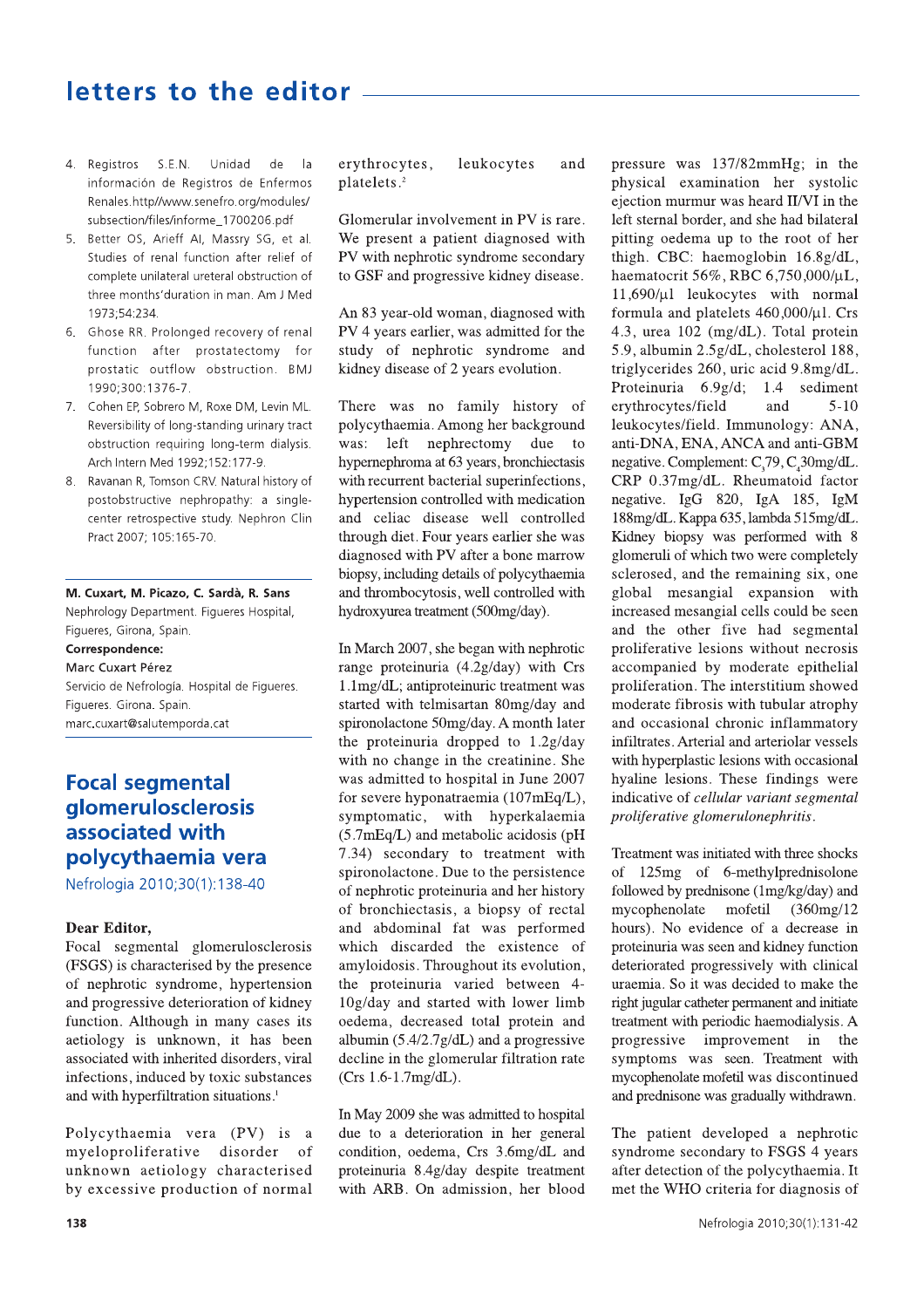4. Registros S.E.N. Unidad de la información de Registros de Enfermos Renales.http//www.senefro.org/modules/subsection/files/informe_1700206.pdf
5. Better OS, Arieff AI, Massry SG, et al. Studies of renal function after relief of complete unilateral ureteral obstruction of three months'duration in man. Am J Med 1973;54:234.
6. Ghose RR. Prolonged recovery of renal function after prostatectomy for prostatic outflow obstruction. BMJ 1990;300:1376-7.
7. Cohen EP, Sobrero M, Roxe DM, Levin ML. Reversibility of long-standing urinary tract obstruction requiring long-term dialysis. Arch Intern Med 1992;152:177-9.
8. Ravanan R, Tomson CRV. Natural history of postobstructive nephropathy: a single-center retrospective study. Nephron Clin Pract 2007; 105:165-70.

**M. Cuxart, M. Picazo, C. Sardà, R. Sans**
Nephrology Department. Figueres Hospital, Figueres, Girona, Spain.
**Correspondence:**
Marc Cuxart Pérez
Servicio de Nefrología. Hospital de Figueres. Figueres. Girona. Spain.
marc.cuxart@salutemporda.cat

## Focal segmental glomerulosclerosis associated with polycythaemia vera

Nefrologia 2010;30(1):138-40

**Dear Editor,**
Focal segmental glomerulosclerosis (FSGS) is characterised by the presence of nephrotic syndrome, hypertension and progressive deterioration of kidney function. Although in many cases its aetiology is unknown, it has been associated with inherited disorders, viral infections, induced by toxic substances and with hyperfiltration situations.[1]

Polycythaemia vera (PV) is a myeloproliferative disorder of unknown aetiology characterised by excessive production of normal erythrocytes, leukocytes and platelets.[2]

Glomerular involvement in PV is rare. We present a patient diagnosed with PV with nephrotic syndrome secondary to GSF and progressive kidney disease.

An 83 year-old woman, diagnosed with PV 4 years earlier, was admitted for the study of nephrotic syndrome and kidney disease of 2 years evolution.

There was no family history of polycythaemia. Among her background was: left nephrectomy due to hypernephroma at 63 years, bronchiectasis with recurrent bacterial superinfections, hypertension controlled with medication and celiac disease well controlled through diet. Four years earlier she was diagnosed with PV after a bone marrow biopsy, including details of polycythaemia and thrombocytosis, well controlled with hydroxyurea treatment (500mg/day).

In March 2007, she began with nephrotic range proteinuria (4.2g/day) with Crs 1.1mg/dL; antiproteinuric treatment was started with telmisartan 80mg/day and spironolactone 50mg/day. A month later the proteinuria dropped to 1.2g/day with no change in the creatinine. She was admitted to hospital in June 2007 for severe hyponatraemia (107mEq/L), symptomatic, with hyperkalaemia (5.7mEq/L) and metabolic acidosis (pH 7.34) secondary to treatment with spironolactone. Due to the persistence of nephrotic proteinuria and her history of bronchiectasis, a biopsy of rectal and abdominal fat was performed which discarded the existence of amyloidosis. Throughout its evolution, the proteinuria varied between 4-10g/day and started with lower limb oedema, decreased total protein and albumin (5.4/2.7g/dL) and a progressive decline in the glomerular filtration rate (Crs 1.6-1.7mg/dL).

In May 2009 she was admitted to hospital due to a deterioration in her general condition, oedema, Crs 3.6mg/dL and proteinuria 8.4g/day despite treatment with ARB. On admission, her blood pressure was 137/82mmHg; in the physical examination her systolic ejection murmur was heard II/VI in the left sternal border, and she had bilateral pitting oedema up to the root of her thigh. CBC: haemoglobin 16.8g/dL, haematocrit 56%, RBC 6,750,000/µL, 11,690/µl leukocytes with normal formula and platelets 460,000/µl. Crs 4.3, urea 102 (mg/dL). Total protein 5.9, albumin 2.5g/dL, cholesterol 188, triglycerides 260, uric acid 9.8mg/dL. Proteinuria 6.9g/d; 1.4 sediment erythrocytes/field and 5-10 leukocytes/field. Immunology: ANA, anti-DNA, ENA, ANCA and anti-GBM negative. Complement: $C_3$79, $C_4$30mg/dL. CRP 0.37mg/dL. Rheumatoid factor negative. IgG 820, IgA 185, IgM 188mg/dL. Kappa 635, lambda 515mg/dL. Kidney biopsy was performed with 8 glomeruli of which two were completely sclerosed, and the remaining six, one global mesangial expansion with increased mesangial cells could be seen and the other five had segmental proliferative lesions without necrosis accompanied by moderate epithelial proliferation. The interstitium showed moderate fibrosis with tubular atrophy and occasional chronic inflammatory infiltrates. Arterial and arteriolar vessels with hyperplastic lesions with occasional hyaline lesions. These findings were indicative of *cellular variant segmental proliferative glomerulonephritis*.

Treatment was initiated with three shocks of 125mg of 6-methylprednisolone followed by prednisone (1mg/kg/day) and mycophenolate mofetil (360mg/12 hours). No evidence of a decrease in proteinuria was seen and kidney function deteriorated progressively with clinical uraemia. So it was decided to make the right jugular catheter permanent and initiate treatment with periodic haemodialysis. A progressive improvement in the symptoms was seen. Treatment with mycophenolate mofetil was discontinued and prednisone was gradually withdrawn.

The patient developed a nephrotic syndrome secondary to FSGS 4 years after detection of the polycythaemia. It met the WHO criteria for diagnosis of